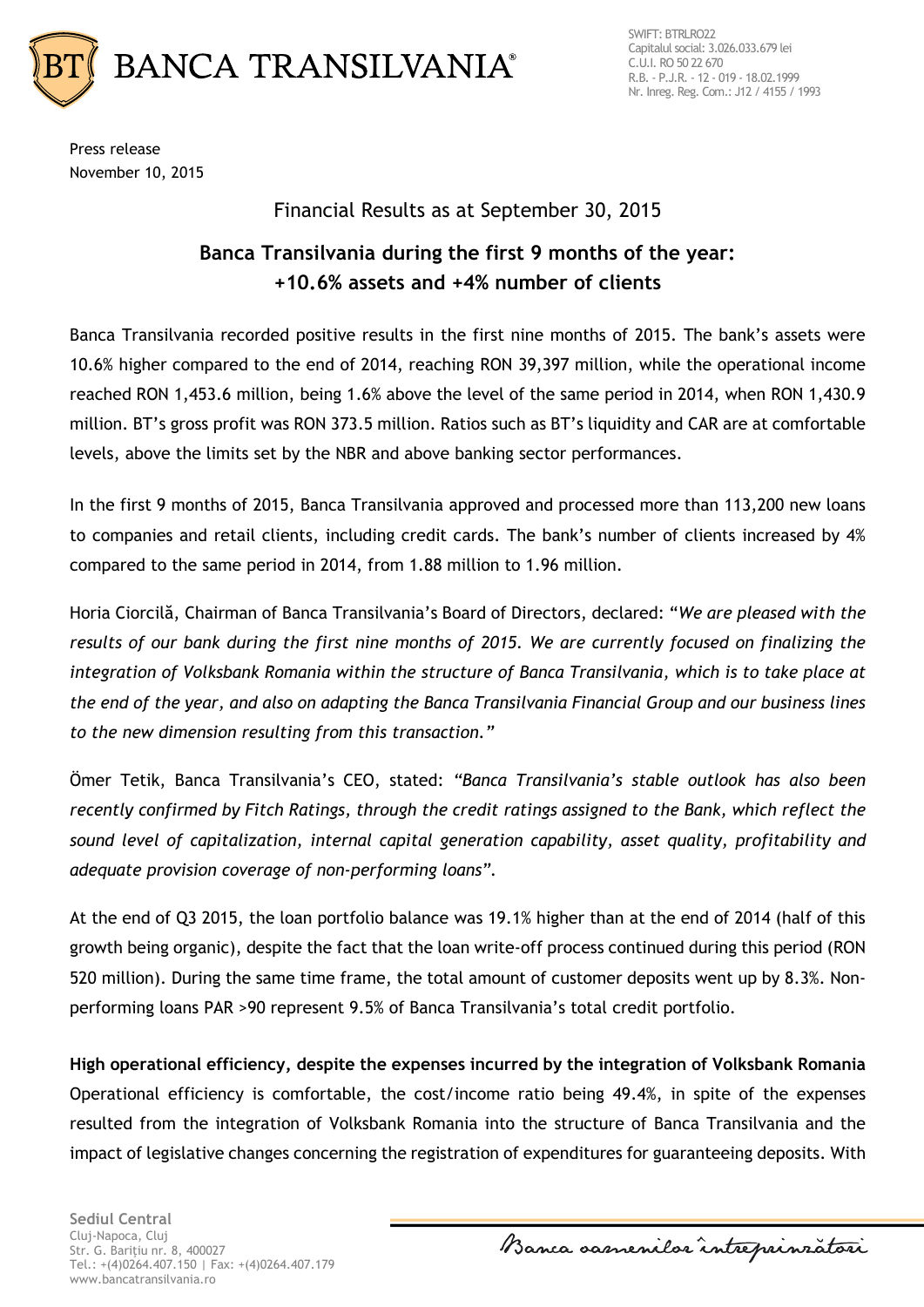Press release
November 10, 2015

Financial Results as at September 30, 2015

# Banca Transilvania during the first 9 months of the year: +10.6% assets and +4% number of clients

Banca Transilvania recorded positive results in the first nine months of 2015. The bank's assets were 10.6% higher compared to the end of 2014, reaching RON 39,397 million, while the operational income reached RON 1,453.6 million, being 1.6% above the level of the same period in 2014, when RON 1,430.9 million. BT's gross profit was RON 373.5 million. Ratios such as BT's liquidity and CAR are at comfortable levels, above the limits set by the NBR and above banking sector performances.

In the first 9 months of 2015, Banca Transilvania approved and processed more than 113,200 new loans to companies and retail clients, including credit cards. The bank's number of clients increased by 4% compared to the same period in 2014, from 1.88 million to 1.96 million.

Horia Ciorcilă, Chairman of Banca Transilvania's Board of Directors, declared: "*We are pleased with the results of our bank during the first nine months of 2015. We are currently focused on finalizing the integration of Volksbank Romania within the structure of Banca Transilvania, which is to take place at the end of the year, and also on adapting the Banca Transilvania Financial Group and our business lines to the new dimension resulting from this transaction.*"

Ömer Tetik, Banca Transilvania's CEO, stated: *"Banca Transilvania's stable outlook has also been recently confirmed by Fitch Ratings, through the credit ratings assigned to the Bank, which reflect the sound level of capitalization, internal capital generation capability, asset quality, profitability and adequate provision coverage of non-performing loans".*

At the end of Q3 2015, the loan portfolio balance was 19.1% higher than at the end of 2014 (half of this growth being organic), despite the fact that the loan write-off process continued during this period (RON 520 million). During the same time frame, the total amount of customer deposits went up by 8.3%. Non-performing loans PAR >90 represent 9.5% of Banca Transilvania's total credit portfolio.

**High operational efficiency, despite the expenses incurred by the integration of Volksbank Romania**

Operational efficiency is comfortable, the cost/income ratio being 49.4%, in spite of the expenses resulted from the integration of Volksbank Romania into the structure of Banca Transilvania and the impact of legislative changes concerning the registration of expenditures for guaranteeing deposits. With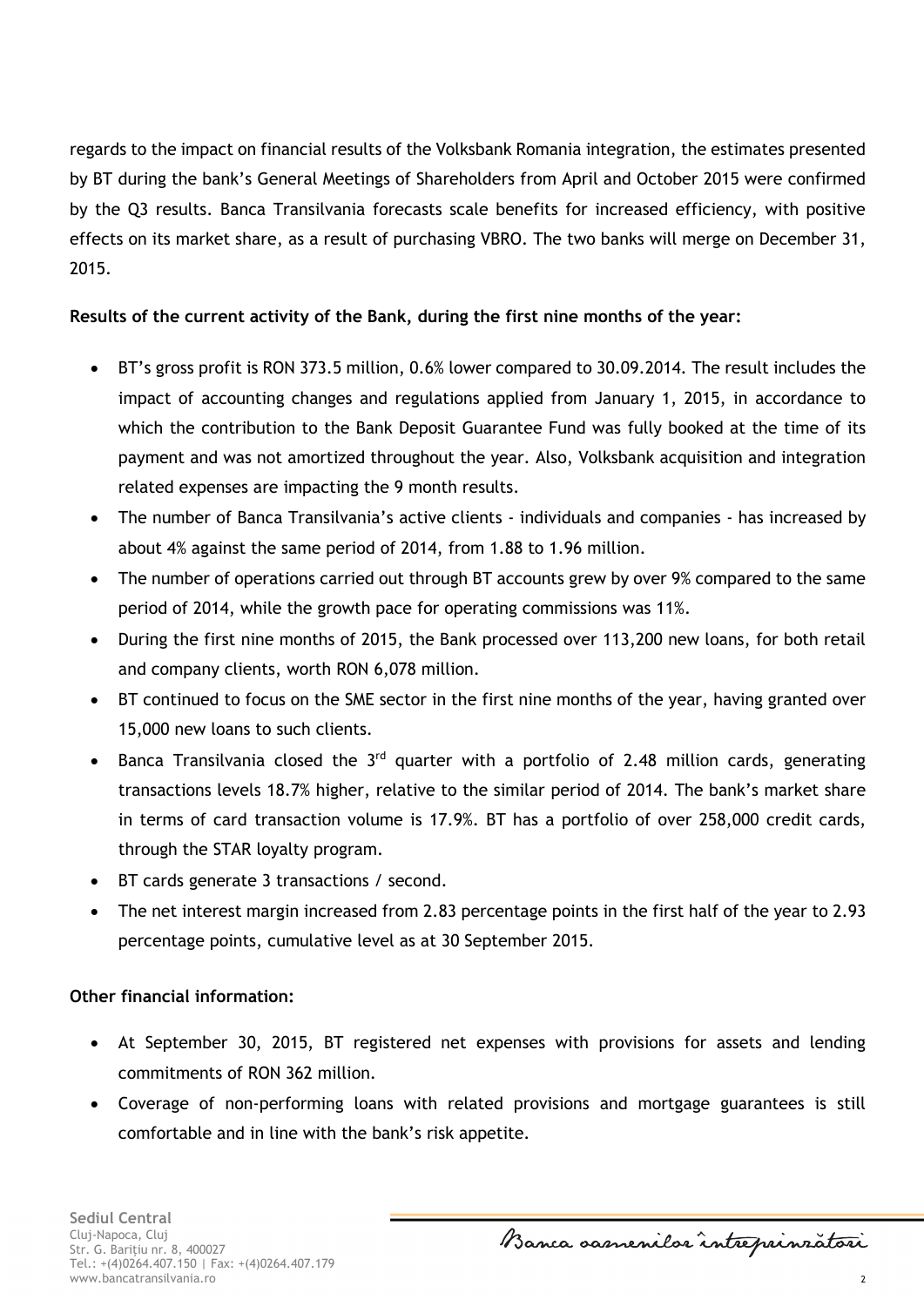regards to the impact on financial results of the Volksbank Romania integration, the estimates presented by BT during the bank's General Meetings of Shareholders from April and October 2015 were confirmed by the Q3 results. Banca Transilvania forecasts scale benefits for increased efficiency, with positive effects on its market share, as a result of purchasing VBRO. The two banks will merge on December 31, 2015.

**Results of the current activity of the Bank, during the first nine months of the year:**

- BT's gross profit is RON 373.5 million, 0.6% lower compared to 30.09.2014. The result includes the impact of accounting changes and regulations applied from January 1, 2015, in accordance to which the contribution to the Bank Deposit Guarantee Fund was fully booked at the time of its payment and was not amortized throughout the year. Also, Volksbank acquisition and integration related expenses are impacting the 9 month results.
- The number of Banca Transilvania's active clients - individuals and companies - has increased by about 4% against the same period of 2014, from 1.88 to 1.96 million.
- The number of operations carried out through BT accounts grew by over 9% compared to the same period of 2014, while the growth pace for operating commissions was 11%.
- During the first nine months of 2015, the Bank processed over 113,200 new loans, for both retail and company clients, worth RON 6,078 million.
- BT continued to focus on the SME sector in the first nine months of the year, having granted over 15,000 new loans to such clients.
- Banca Transilvania closed the 3rd quarter with a portfolio of 2.48 million cards, generating transactions levels 18.7% higher, relative to the similar period of 2014. The bank's market share in terms of card transaction volume is 17.9%. BT has a portfolio of over 258,000 credit cards, through the STAR loyalty program.
- BT cards generate 3 transactions / second.
- The net interest margin increased from 2.83 percentage points in the first half of the year to 2.93 percentage points, cumulative level as at 30 September 2015.

**Other financial information:**

- At September 30, 2015, BT registered net expenses with provisions for assets and lending commitments of RON 362 million.
- Coverage of non-performing loans with related provisions and mortgage guarantees is still comfortable and in line with the bank's risk appetite.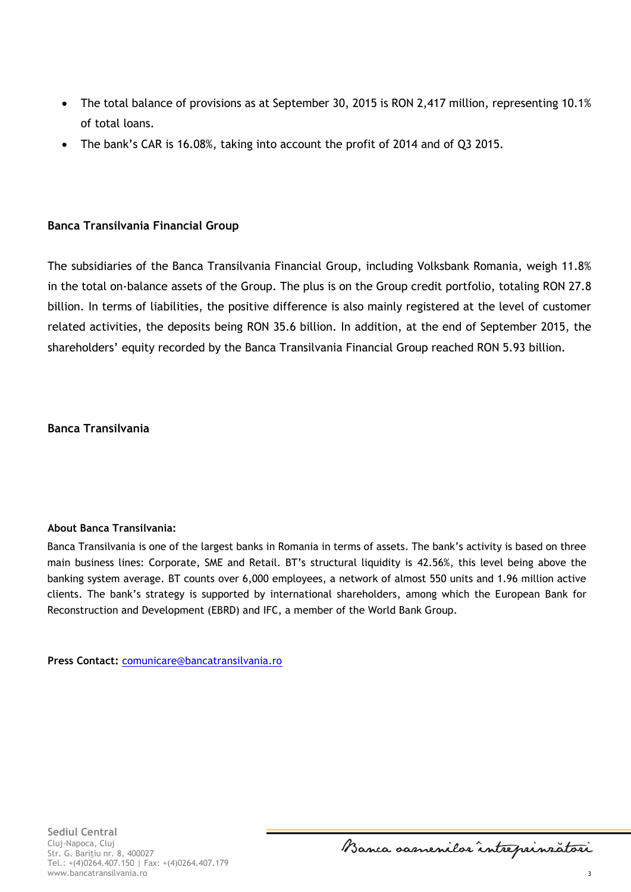- The total balance of provisions as at September 30, 2015 is RON 2,417 million, representing 10.1% of total loans.
- The bank's CAR is 16.08%, taking into account the profit of 2014 and of Q3 2015.

**Banca Transilvania Financial Group**

The subsidiaries of the Banca Transilvania Financial Group, including Volksbank Romania, weigh 11.8% in the total on-balance assets of the Group. The plus is on the Group credit portfolio, totaling RON 27.8 billion. In terms of liabilities, the positive difference is also mainly registered at the level of customer related activities, the deposits being RON 35.6 billion. In addition, at the end of September 2015, the shareholders' equity recorded by the Banca Transilvania Financial Group reached RON 5.93 billion.

**Banca Transilvania**

**About Banca Transilvania:**

Banca Transilvania is one of the largest banks in Romania in terms of assets. The bank's activity is based on three main business lines: Corporate, SME and Retail. BT's structural liquidity is 42.56%, this level being above the banking system average. BT counts over 6,000 employees, a network of almost 550 units and 1.96 million active clients. The bank's strategy is supported by international shareholders, among which the European Bank for Reconstruction and Development (EBRD) and IFC, a member of the World Bank Group.

**Press Contact:** comunicare@bancatransilvania.ro